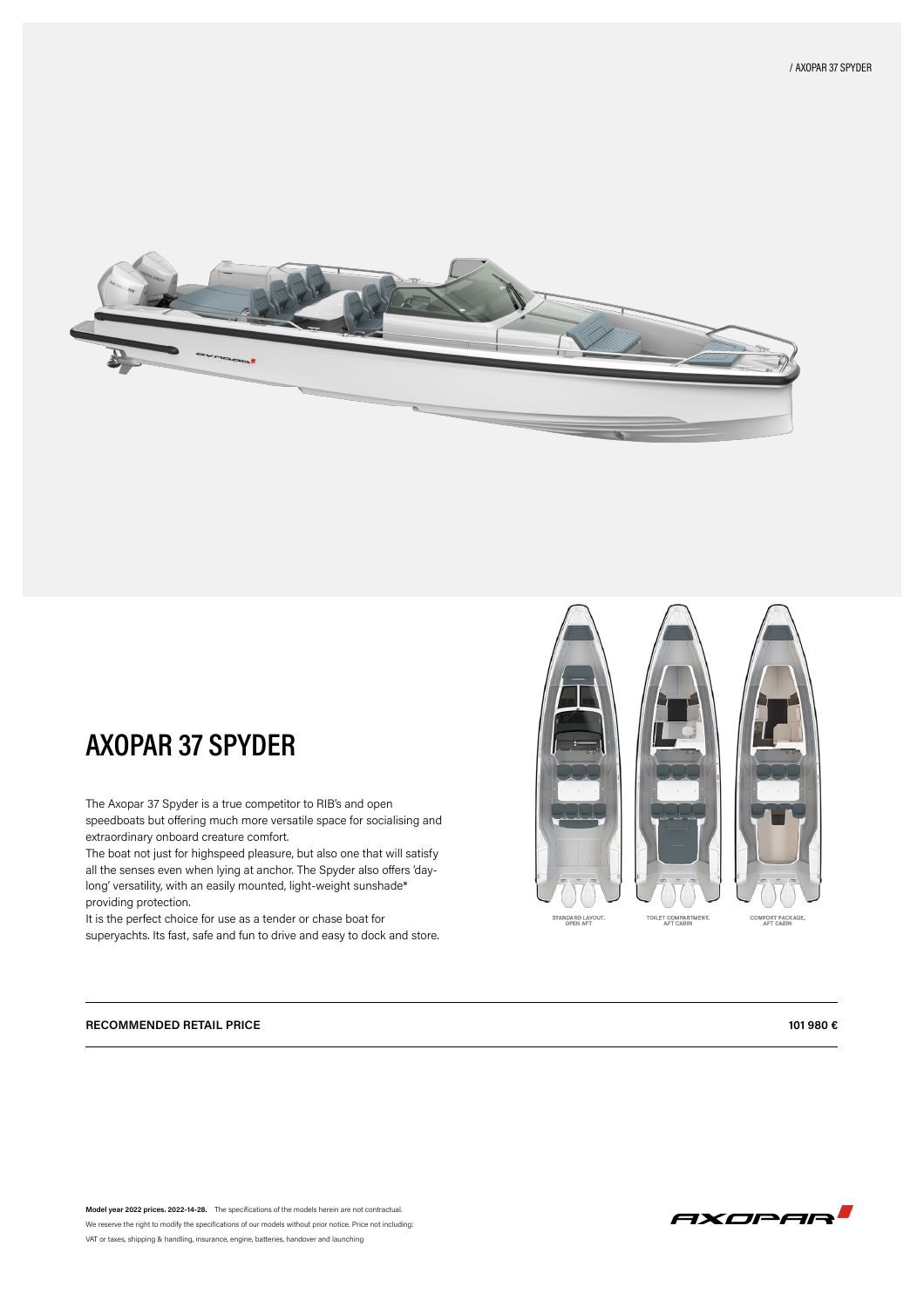# AXOPAR 37 SPYDER

The Axopar 37 Spyder is a true competitor to RIB's and open speedboats but offering much more versatile space for socialising and extraordinary onboard creature comfort.
The boat not just for highspeed pleasure, but also one that will satisfy all the senses even when lying at anchor. The Spyder also offers 'day-long' versatility, with an easily mounted, light-weight sunshade* providing protection.
It is the perfect choice for use as a tender or chase boat for superyachts. Its fast, safe and fun to drive and easy to dock and store.

STANDARD LAYOUT, OPEN AFT

TOILET COMPARTMENT, AFT CABIN

COMFORT PACKAGE, AFT CABIN

| RECOMMENDED RETAIL PRICE | 101 980 € |
|---|---|

**Model year 2022 prices. 2022-14-28.** The specifications of the models herein are not contractual.
We reserve the right to modify the specifications of our models without prior notice. Price not including:
VAT or taxes, shipping & handling, insurance, engine, batteries, handover and launching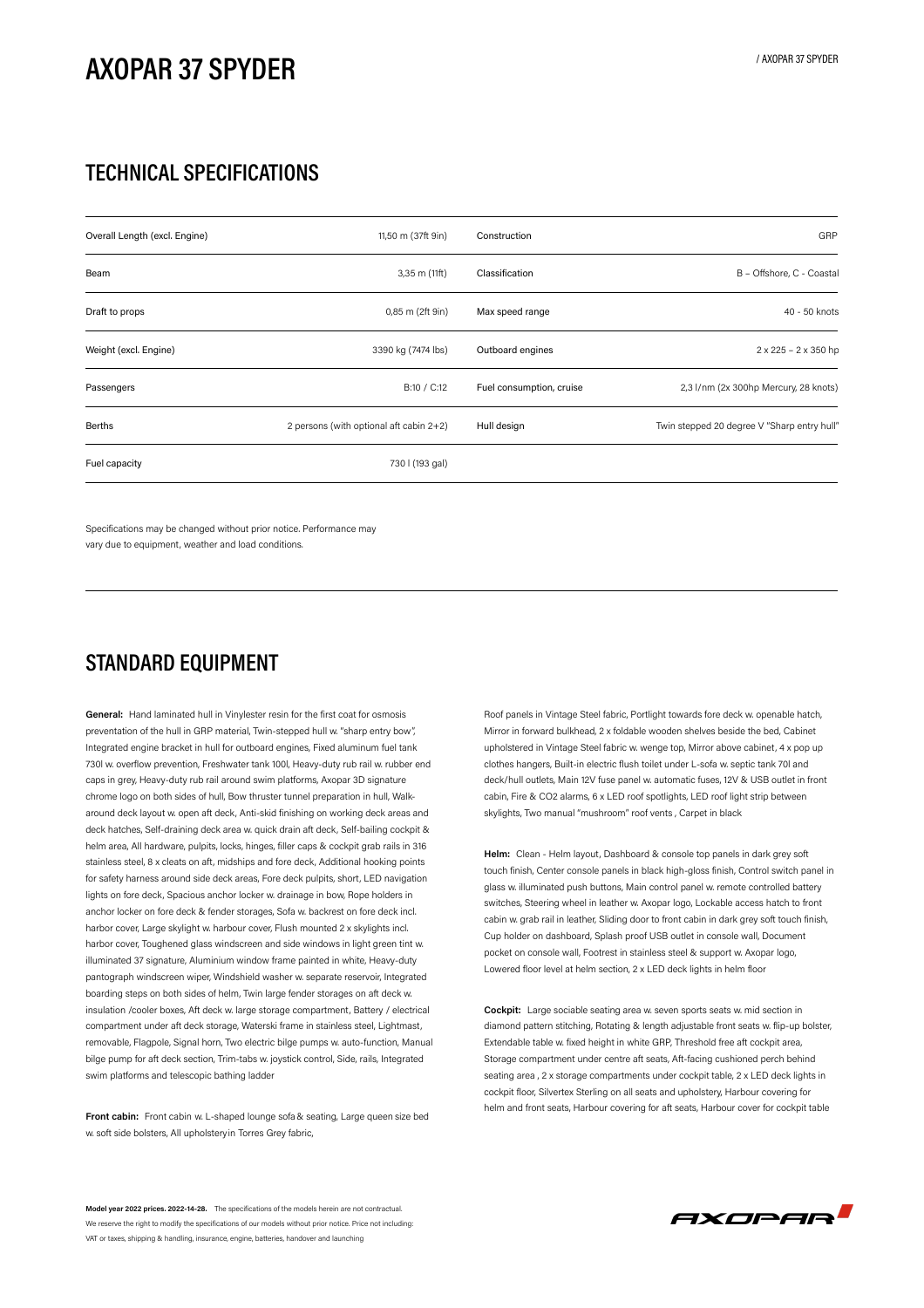# AXOPAR 37 SPYDER

## TECHNICAL SPECIFICATIONS

| | | | |
|---|---|---|---|
| Overall Length (excl. Engine) | 11,50 m (37ft 9in) | Construction | GRP |
| Beam | 3,35 m (11ft) | Classification | B – Offshore, C - Coastal |
| Draft to props | 0,85 m (2ft 9in) | Max speed range | 40 - 50 knots |
| Weight (excl. Engine) | 3390 kg (7474 lbs) | Outboard engines | 2 x 225 – 2 x 350 hp |
| Passengers | B:10 / C:12 | Fuel consumption, cruise | 2,3 l/nm (2x 300hp Mercury, 28 knots) |
| Berths | 2 persons (with optional aft cabin 2+2) | Hull design | Twin stepped 20 degree V "Sharp entry hull" |
| Fuel capacity | 730 l (193 gal) | | |

Specifications may be changed without prior notice. Performance may vary due to equipment, weather and load conditions.

## STANDARD EQUIPMENT

**General:** Hand laminated hull in Vinylester resin for the first coat for osmosis preventation of the hull in GRP material, Twin-stepped hull w. "sharp entry bow", Integrated engine bracket in hull for outboard engines, Fixed aluminum fuel tank 730l w. overflow prevention, Freshwater tank 100l, Heavy-duty rub rail w. rubber end caps in grey, Heavy-duty rub rail around swim platforms, Axopar 3D signature chrome logo on both sides of hull, Bow thruster tunnel preparation in hull, Walk-around deck layout w. open aft deck, Anti-skid finishing on working deck areas and deck hatches, Self-draining deck area w. quick drain aft deck, Self-bailing cockpit & helm area, All hardware, pulpits, locks, hinges, filler caps & cockpit grab rails in 316 stainless steel, 8 x cleats on aft, midships and fore deck, Additional hooking points for safety harness around side deck areas, Fore deck pulpits, short, LED navigation lights on fore deck, Spacious anchor locker w. drainage in bow, Rope holders in anchor locker on fore deck & fender storages, Sofa w. backrest on fore deck incl. harbor cover, Large skylight w. harbour cover, Flush mounted 2 x skylights incl. harbor cover, Toughened glass windscreen and side windows in light green tint w. illuminated 37 signature, Aluminium window frame painted in white, Heavy-duty pantograph windscreen wiper, Windshield washer w. separate reservoir, Integrated boarding steps on both sides of helm, Twin large fender storages on aft deck w. insulation /cooler boxes, Aft deck w. large storage compartment, Battery / electrical compartment under aft deck storage, Waterski frame in stainless steel, Lightmast, removable, Flagpole, Signal horn, Two electric bilge pumps w. auto-function, Manual bilge pump for aft deck section, Trim-tabs w. joystick control, Side, rails, Integrated swim platforms and telescopic bathing ladder

**Front cabin:** Front cabin w. L-shaped lounge sofa & seating, Large queen size bed w. soft side bolsters, All upholstery in Torres Grey fabric, Roof panels in Vintage Steel fabric, Portlight towards fore deck w. openable hatch, Mirror in forward bulkhead, 2 x foldable wooden shelves beside the bed, Cabinet upholstered in Vintage Steel fabric w. wenge top, Mirror above cabinet, 4 x pop up clothes hangers, Built-in electric flush toilet under L-sofa w. septic tank 70l and deck/hull outlets, Main 12V fuse panel w. automatic fuses, 12V & USB outlet in front cabin, Fire & CO2 alarms, 6 x LED roof spotlights, LED roof light strip between skylights, Two manual "mushroom" roof vents , Carpet in black

**Helm:** Clean - Helm layout, Dashboard & console top panels in dark grey soft touch finish, Center console panels in black high-gloss finish, Control switch panel in glass w. illuminated push buttons, Main control panel w. remote controlled battery switches, Steering wheel in leather w. Axopar logo, Lockable access hatch to front cabin w. grab rail in leather, Sliding door to front cabin in dark grey soft touch finish, Cup holder on dashboard, Splash proof USB outlet in console wall, Document pocket on console wall, Footrest in stainless steel & support w. Axopar logo, Lowered floor level at helm section, 2 x LED deck lights in helm floor

**Cockpit:** Large sociable seating area w. seven sports seats w. mid section in diamond pattern stitching, Rotating & length adjustable front seats w. flip-up bolster, Extendable table w. fixed height in white GRP, Threshold free aft cockpit area, Storage compartment under centre aft seats, Aft-facing cushioned perch behind seating area , 2 x storage compartments under cockpit table, 2 x LED deck lights in cockpit floor, Silvertex Sterling on all seats and upholstery, Harbour covering for helm and front seats, Harbour covering for aft seats, Harbour cover for cockpit table

**Model year 2022 prices. 2022-14-28.** The specifications of the models herein are not contractual. We reserve the right to modify the specifications of our models without prior notice. Price not including: VAT or taxes, shipping & handling, insurance, engine, batteries, handover and launching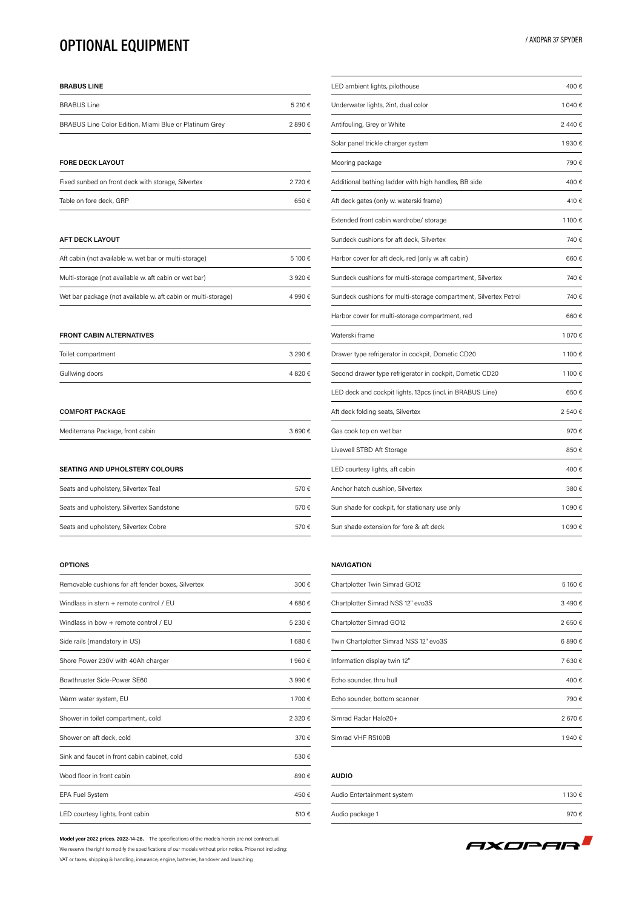# OPTIONAL EQUIPMENT

/ AXOPAR 37 SPYDER

### BRABUS LINE

| | |
|---|---|
| BRABUS Line | 5 210 € |
| BRABUS Line Color Edition, Miami Blue or Platinum Grey | 2 890 € |

### FORE DECK LAYOUT

| | |
|---|---|
| Fixed sunbed on front deck with storage, Silvertex | 2 720 € |
| Table on fore deck, GRP | 650 € |

### AFT DECK LAYOUT

| | |
|---|---|
| Aft cabin (not available w. wet bar or multi-storage) | 5 100 € |
| Multi-storage (not available w. aft cabin or wet bar) | 3 920 € |
| Wet bar package (not available w. aft cabin or multi-storage) | 4 990 € |

### FRONT CABIN ALTERNATIVES

| | |
|---|---|
| Toilet compartment | 3 290 € |
| Gullwing doors | 4 820 € |

### COMFORT PACKAGE

| | |
|---|---|
| Mediterrana Package, front cabin | 3 690 € |

### SEATING AND UPHOLSTERY COLOURS

| | |
|---|---|
| Seats and upholstery, Silvertex Teal | 570 € |
| Seats and upholstery, Silvertex Sandstone | 570 € |
| Seats and upholstery, Silvertex Cobre | 570 € |

### OPTIONS

| | |
|---|---|
| Removable cushions for aft fender boxes, Silvertex | 300 € |
| Windlass in stern + remote control / EU | 4 680 € |
| Windlass in bow + remote control / EU | 5 230 € |
| Side rails (mandatory in US) | 1 680 € |
| Shore Power 230V with 40Ah charger | 1 960 € |
| Bowthruster Side-Power SE60 | 3 990 € |
| Warm water system, EU | 1 700 € |
| Shower in toilet compartment, cold | 2 320 € |
| Shower on aft deck, cold | 370 € |
| Sink and faucet in front cabin cabinet, cold | 530 € |
| Wood floor in front cabin | 890 € |
| EPA Fuel System | 450 € |
| LED courtesy lights, front cabin | 510 € |
| LED ambient lights, pilothouse | 400 € |
| Underwater lights, 2in1, dual color | 1 040 € |
| Antifouling, Grey or White | 2 440 € |
| Solar panel trickle charger system | 1 930 € |
| Mooring package | 790 € |
| Additional bathing ladder with high handles, BB side | 400 € |
| Aft deck gates (only w. waterski frame) | 410 € |
| Extended front cabin wardrobe/ storage | 1 100 € |
| Sundeck cushions for aft deck, Silvertex | 740 € |
| Harbor cover for aft deck, red (only w. aft cabin) | 660 € |
| Sundeck cushions for multi-storage compartment, Silvertex | 740 € |
| Sundeck cushions for multi-storage compartment, Silvertex Petrol | 740 € |
| Harbor cover for multi-storage compartment, red | 660 € |
| Waterski frame | 1 070 € |
| Drawer type refrigerator in cockpit, Dometic CD20 | 1 100 € |
| Second drawer type refrigerator in cockpit, Dometic CD20 | 1 100 € |
| LED deck and cockpit lights, 13pcs (incl. in BRABUS Line) | 650 € |
| Aft deck folding seats, Silvertex | 2 540 € |
| Gas cook top on wet bar | 970 € |
| Livewell STBD Aft Storage | 850 € |
| LED courtesy lights, aft cabin | 400 € |
| Anchor hatch cushion, Silvertex | 380 € |
| Sun shade for cockpit, for stationary use only | 1 090 € |
| Sun shade extension for fore & aft deck | 1 090 € |

### NAVIGATION

| | |
|---|---|
| Chartplotter Twin Simrad GO12 | 5 160 € |
| Chartplotter Simrad NSS 12" evo3S | 3 490 € |
| Chartplotter Simrad GO12 | 2 650 € |
| Twin Chartplotter Simrad NSS 12" evo3S | 6 890 € |
| Information display twin 12" | 7 630 € |
| Echo sounder, thru hull | 400 € |
| Echo sounder, bottom scanner | 790 € |
| Simrad Radar Halo20+ | 2 670 € |
| Simrad VHF RS100B | 1 940 € |

### AUDIO

| | |
|---|---|
| Audio Entertainment system | 1 130 € |
| Audio package 1 | 970 € |

**Model year 2022 prices. 2022-14-28.** The specifications of the models herein are not contractual. We reserve the right to modify the specifications of our models without prior notice. Price not including: VAT or taxes, shipping & handling, insurance, engine, batteries, handover and launching

AXOPAR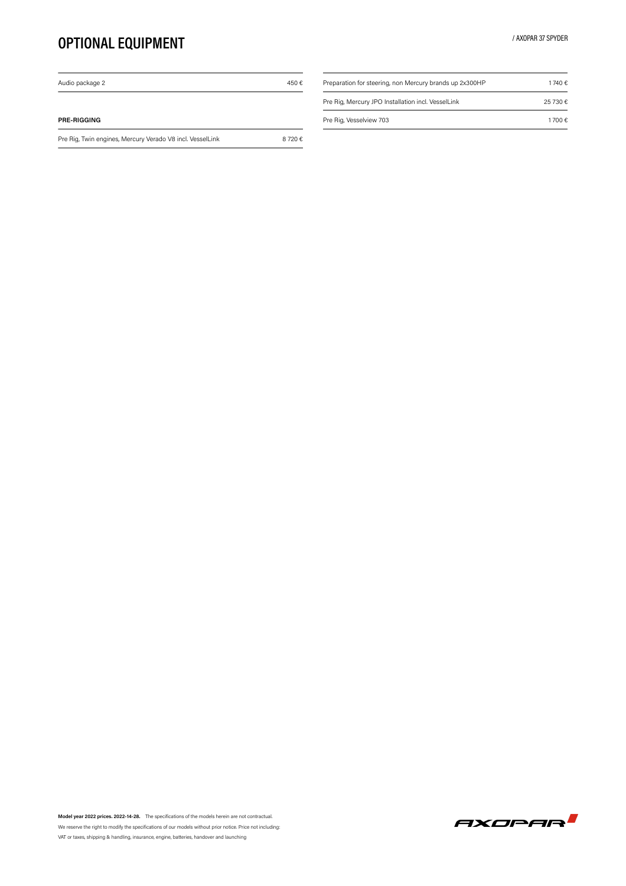# OPTIONAL EQUIPMENT

| | |
|---|---|
| Audio package 2 | 450 € |

**PRE-RIGGING**

| | |
|---|---|
| Pre Rig, Twin engines, Mercury Verado V8 incl. VesselLink | 8 720 € |
| Preparation for steering, non Mercury brands up 2x300HP | 1 740 € |
| Pre Rig, Mercury JPO Installation incl. VesselLink | 25 730 € |
| Pre Rig, Vesselview 703 | 1 700 € |

**Model year 2022 prices. 2022-14-28.** The specifications of the models herein are not contractual. We reserve the right to modify the specifications of our models without prior notice. Price not including: VAT or taxes, shipping & handling, insurance, engine, batteries, handover and launching